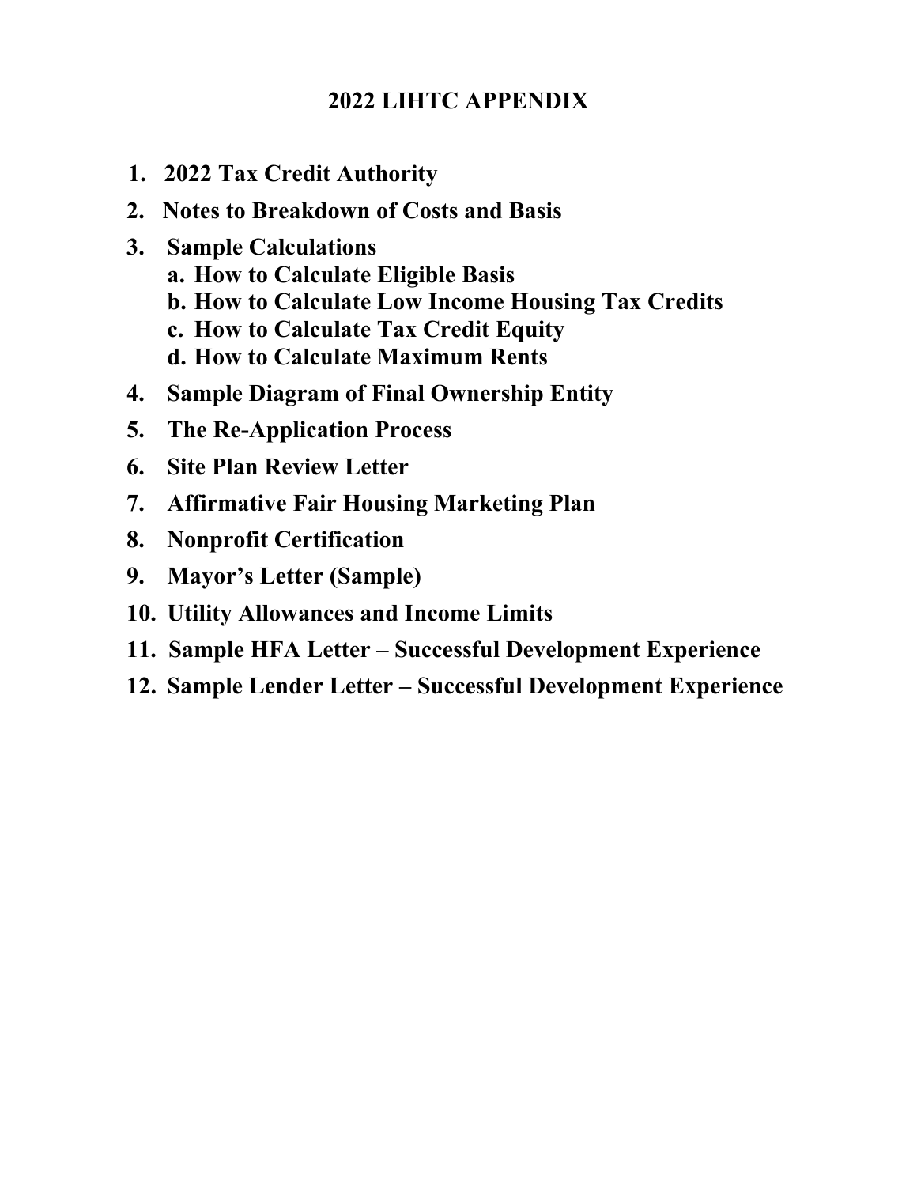# 2022 LIHTC APPENDIX

1. **2022 Tax Credit Authority**
2. **Notes to Breakdown of Costs and Basis**
3. **Sample Calculations**
   a. **How to Calculate Eligible Basis**
   b. **How to Calculate Low Income Housing Tax Credits**
   c. **How to Calculate Tax Credit Equity**
   d. **How to Calculate Maximum Rents**
4. **Sample Diagram of Final Ownership Entity**
5. **The Re-Application Process**
6. **Site Plan Review Letter**
7. **Affirmative Fair Housing Marketing Plan**
8. **Nonprofit Certification**
9. **Mayor's Letter (Sample)**
10. **Utility Allowances and Income Limits**
11. **Sample HFA Letter – Successful Development Experience**
12. **Sample Lender Letter – Successful Development Experience**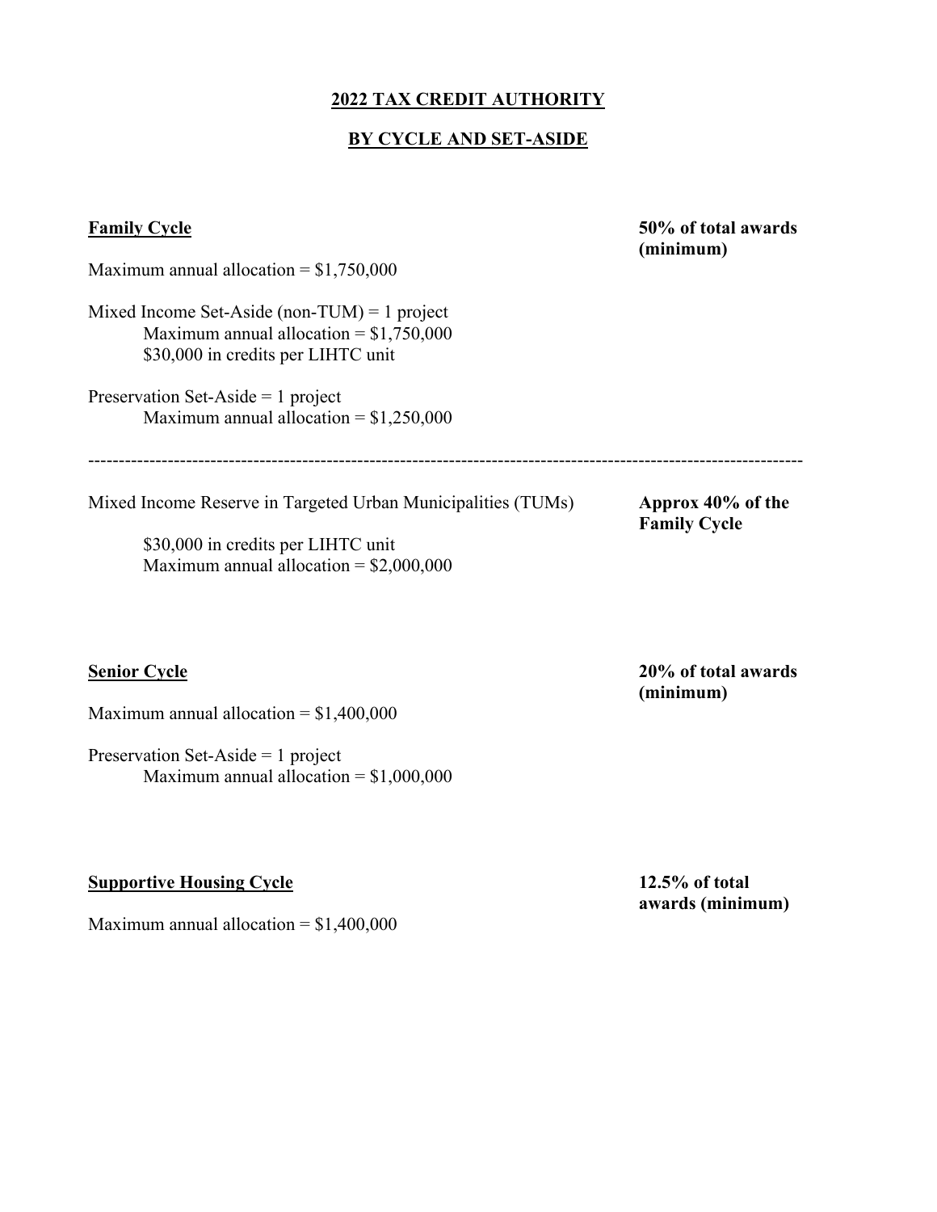## 2022 TAX CREDIT AUTHORITY

## BY CYCLE AND SET-ASIDE

**Family Cycle** — **50% of total awards (minimum)**

Maximum annual allocation = $1,750,000

Mixed Income Set-Aside (non-TUM) = 1 project
- Maximum annual allocation = $1,750,000
- $30,000 in credits per LIHTC unit

Preservation Set-Aside = 1 project
- Maximum annual allocation = $1,250,000

---

Mixed Income Reserve in Targeted Urban Municipalities (TUMs) — **Approx 40% of the Family Cycle**

- $30,000 in credits per LIHTC unit
- Maximum annual allocation = $2,000,000

**Senior Cycle** — **20% of total awards (minimum)**

Maximum annual allocation = $1,400,000

Preservation Set-Aside = 1 project
- Maximum annual allocation = $1,000,000

**Supportive Housing Cycle** — **12.5% of total awards (minimum)**

Maximum annual allocation = $1,400,000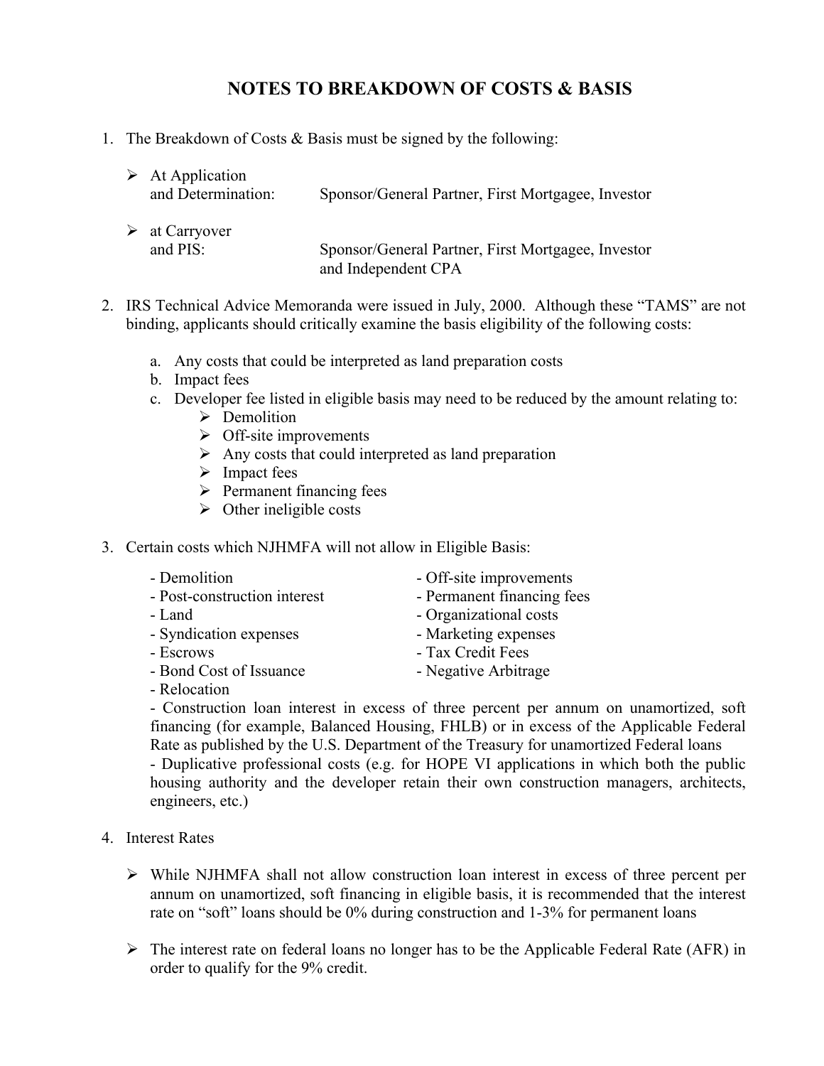# NOTES TO BREAKDOWN OF COSTS & BASIS

1. The Breakdown of Costs & Basis must be signed by the following:

   - At Application and Determination: Sponsor/General Partner, First Mortgagee, Investor
   - at Carryover and PIS: Sponsor/General Partner, First Mortgagee, Investor and Independent CPA

2. IRS Technical Advice Memoranda were issued in July, 2000. Although these "TAMS" are not binding, applicants should critically examine the basis eligibility of the following costs:

   a. Any costs that could be interpreted as land preparation costs
   b. Impact fees
   c. Developer fee listed in eligible basis may need to be reduced by the amount relating to:
      - Demolition
      - Off-site improvements
      - Any costs that could interpreted as land preparation
      - Impact fees
      - Permanent financing fees
      - Other ineligible costs

3. Certain costs which NJHMFA will not allow in Eligible Basis:

   - Demolition
   - Off-site improvements
   - Post-construction interest
   - Permanent financing fees
   - Land
   - Organizational costs
   - Syndication expenses
   - Marketing expenses
   - Escrows
   - Tax Credit Fees
   - Bond Cost of Issuance
   - Negative Arbitrage
   - Relocation
   - Construction loan interest in excess of three percent per annum on unamortized, soft financing (for example, Balanced Housing, FHLB) or in excess of the Applicable Federal Rate as published by the U.S. Department of the Treasury for unamortized Federal loans
   - Duplicative professional costs (e.g. for HOPE VI applications in which both the public housing authority and the developer retain their own construction managers, architects, engineers, etc.)

4. Interest Rates

   - While NJHMFA shall not allow construction loan interest in excess of three percent per annum on unamortized, soft financing in eligible basis, it is recommended that the interest rate on "soft" loans should be 0% during construction and 1-3% for permanent loans
   - The interest rate on federal loans no longer has to be the Applicable Federal Rate (AFR) in order to qualify for the 9% credit.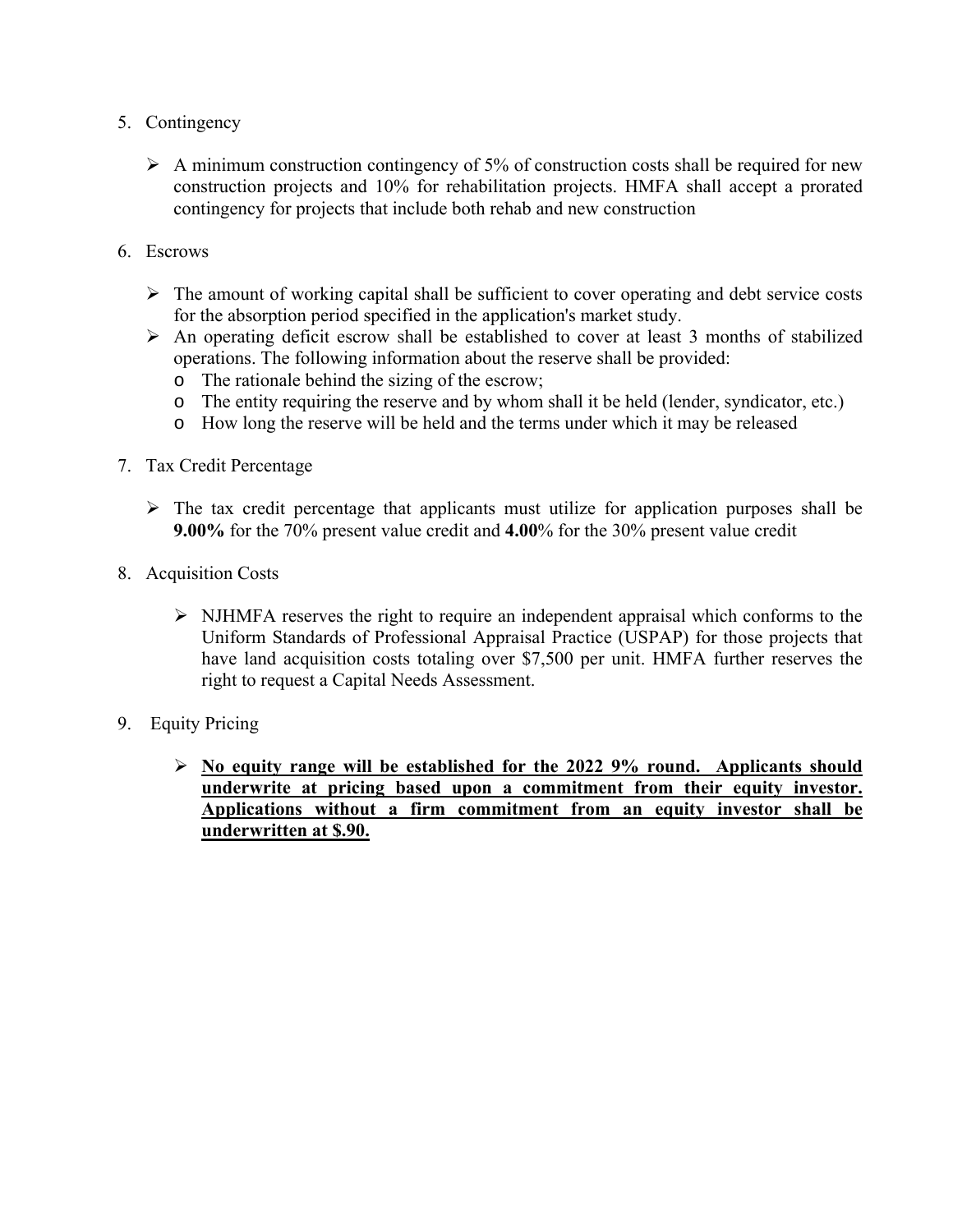5. Contingency

   - A minimum construction contingency of 5% of construction costs shall be required for new construction projects and 10% for rehabilitation projects. HMFA shall accept a prorated contingency for projects that include both rehab and new construction

6. Escrows

   - The amount of working capital shall be sufficient to cover operating and debt service costs for the absorption period specified in the application's market study.
   - An operating deficit escrow shall be established to cover at least 3 months of stabilized operations. The following information about the reserve shall be provided:
     - The rationale behind the sizing of the escrow;
     - The entity requiring the reserve and by whom shall it be held (lender, syndicator, etc.)
     - How long the reserve will be held and the terms under which it may be released

7. Tax Credit Percentage

   - The tax credit percentage that applicants must utilize for application purposes shall be **9.00%** for the 70% present value credit and **4.00**% for the 30% present value credit

8. Acquisition Costs

   - NJHMFA reserves the right to require an independent appraisal which conforms to the Uniform Standards of Professional Appraisal Practice (USPAP) for those projects that have land acquisition costs totaling over $7,500 per unit. HMFA further reserves the right to request a Capital Needs Assessment.

9. Equity Pricing

   - <u>**No equity range will be established for the 2022 9% round. Applicants should underwrite at pricing based upon a commitment from their equity investor. Applications without a firm commitment from an equity investor shall be underwritten at $.90.**</u>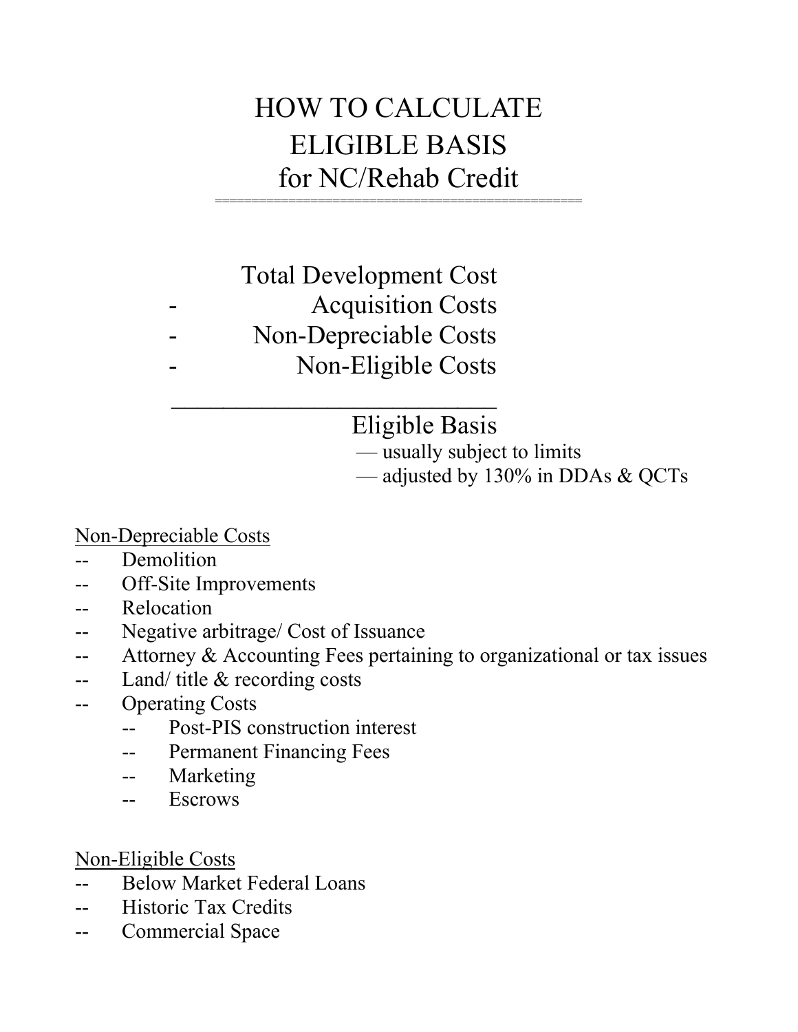# HOW TO CALCULATE ELIGIBLE BASIS for NC/Rehab Credit

```
      Total Development Cost
-          Acquisition Costs
-      Non-Depreciable Costs
-          Non-Eligible Costs
_____________________________
               Eligible Basis
```

— usually subject to limits
— adjusted by 130% in DDAs & QCTs

<u>Non-Depreciable Costs</u>

- Demolition
- Off-Site Improvements
- Relocation
- Negative arbitrage/ Cost of Issuance
- Attorney & Accounting Fees pertaining to organizational or tax issues
- Land/ title & recording costs
- Operating Costs
  - Post-PIS construction interest
  - Permanent Financing Fees
  - Marketing
  - Escrows

<u>Non-Eligible Costs</u>

- Below Market Federal Loans
- Historic Tax Credits
- Commercial Space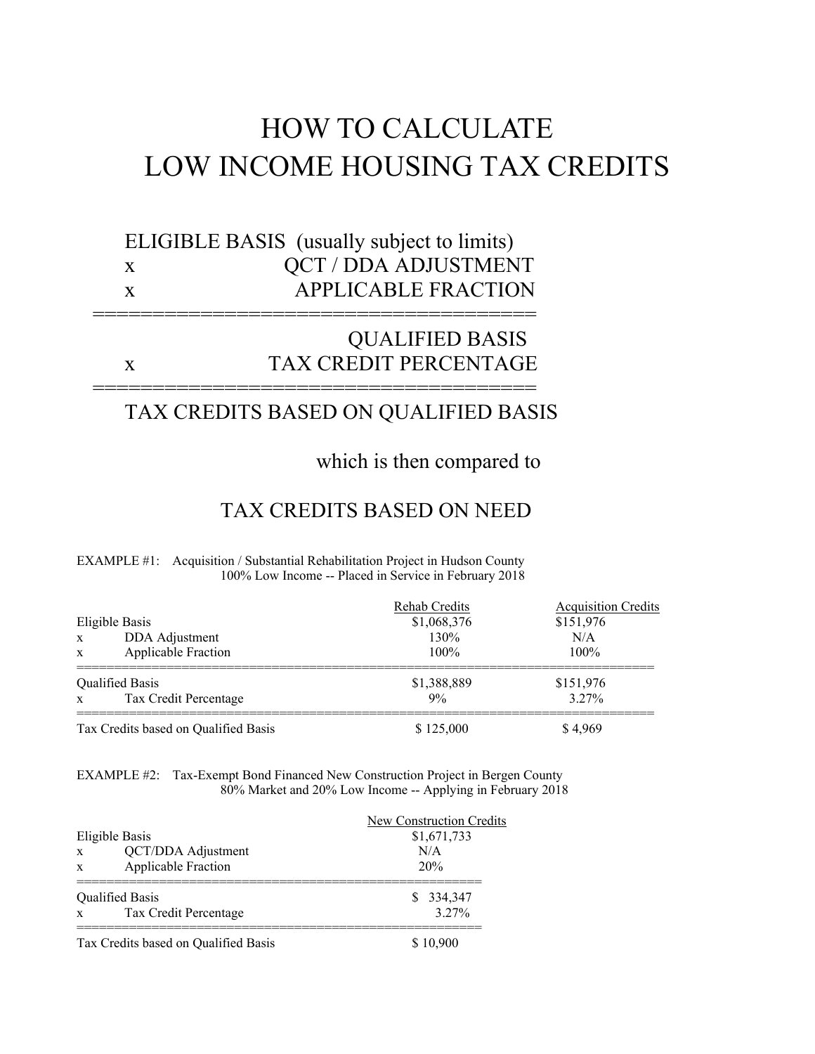# HOW TO CALCULATE LOW INCOME HOUSING TAX CREDITS

ELIGIBLE BASIS (usually subject to limits)
x QCT / DDA ADJUSTMENT
x APPLICABLE FRACTION
=====================================
QUALIFIED BASIS
x TAX CREDIT PERCENTAGE
=====================================
TAX CREDITS BASED ON QUALIFIED BASIS

which is then compared to

TAX CREDITS BASED ON NEED

EXAMPLE #1: Acquisition / Substantial Rehabilitation Project in Hudson County
100% Low Income -- Placed in Service in February 2018

| | Rehab Credits | Acquisition Credits |
|---|---|---|
| Eligible Basis | $1,068,376 | $151,976 |
| x DDA Adjustment | 130% | N/A |
| x Applicable Fraction | 100% | 100% |
| Qualified Basis | $1,388,889 | $151,976 |
| x Tax Credit Percentage | 9% | 3.27% |
| Tax Credits based on Qualified Basis | $ 125,000 | $ 4,969 |

EXAMPLE #2: Tax-Exempt Bond Financed New Construction Project in Bergen County
80% Market and 20% Low Income -- Applying in February 2018

| | New Construction Credits |
|---|---|
| Eligible Basis | $1,671,733 |
| x QCT/DDA Adjustment | N/A |
| x Applicable Fraction | 20% |
| Qualified Basis | $ 334,347 |
| x Tax Credit Percentage | 3.27% |
| Tax Credits based on Qualified Basis | $ 10,900 |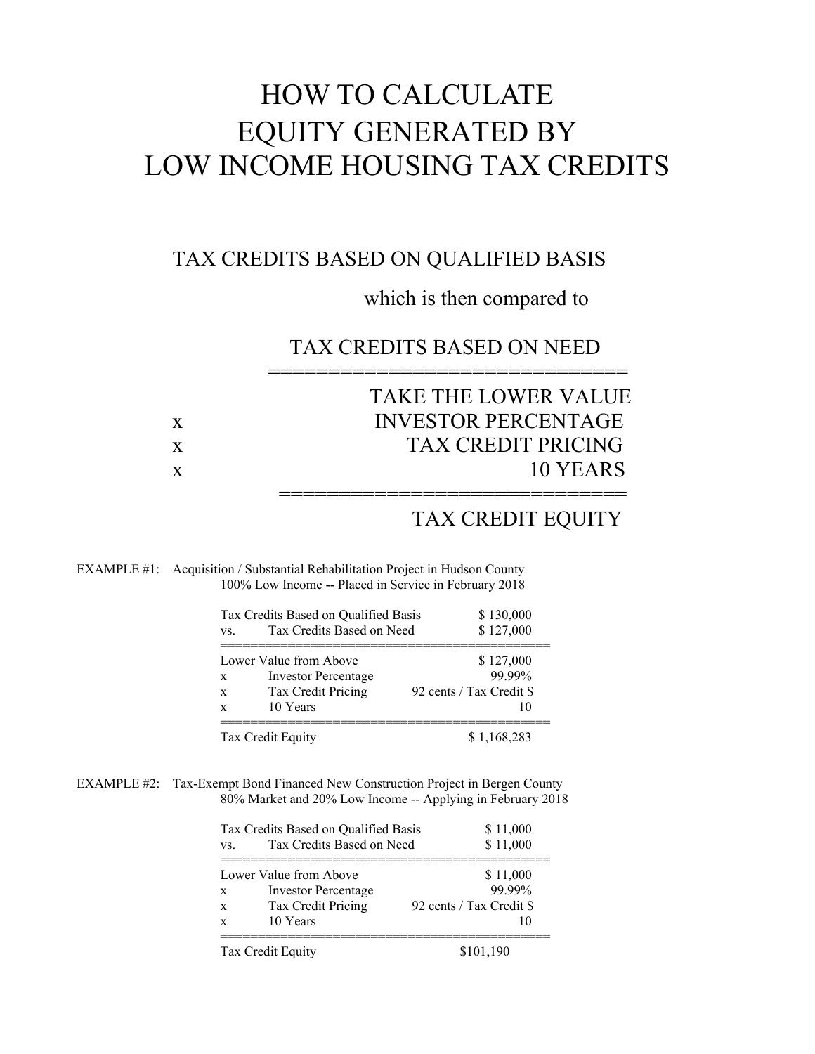# HOW TO CALCULATE EQUITY GENERATED BY LOW INCOME HOUSING TAX CREDITS

TAX CREDITS BASED ON QUALIFIED BASIS

which is then compared to

TAX CREDITS BASED ON NEED

==============================

| | |
|---|---|
| | TAKE THE LOWER VALUE |
| x | INVESTOR PERCENTAGE |
| x | TAX CREDIT PRICING |
| x | 10 YEARS |

==============================

TAX CREDIT EQUITY

EXAMPLE #1: Acquisition / Substantial Rehabilitation Project in Hudson County
100% Low Income -- Placed in Service in February 2018

| | | |
|---|---|---|
| | Tax Credits Based on Qualified Basis | $ 130,000 |
| vs. | Tax Credits Based on Need | $ 127,000 |
| | Lower Value from Above | $ 127,000 |
| x | Investor Percentage | 99.99% |
| x | Tax Credit Pricing | 92 cents / Tax Credit $ |
| x | 10 Years | 10 |
| | Tax Credit Equity | $ 1,168,283 |

EXAMPLE #2: Tax-Exempt Bond Financed New Construction Project in Bergen County
80% Market and 20% Low Income -- Applying in February 2018

| | | |
|---|---|---|
| | Tax Credits Based on Qualified Basis | $ 11,000 |
| vs. | Tax Credits Based on Need | $ 11,000 |
| | Lower Value from Above | $ 11,000 |
| x | Investor Percentage | 99.99% |
| x | Tax Credit Pricing | 92 cents / Tax Credit $ |
| x | 10 Years | 10 |
| | Tax Credit Equity | $101,190 |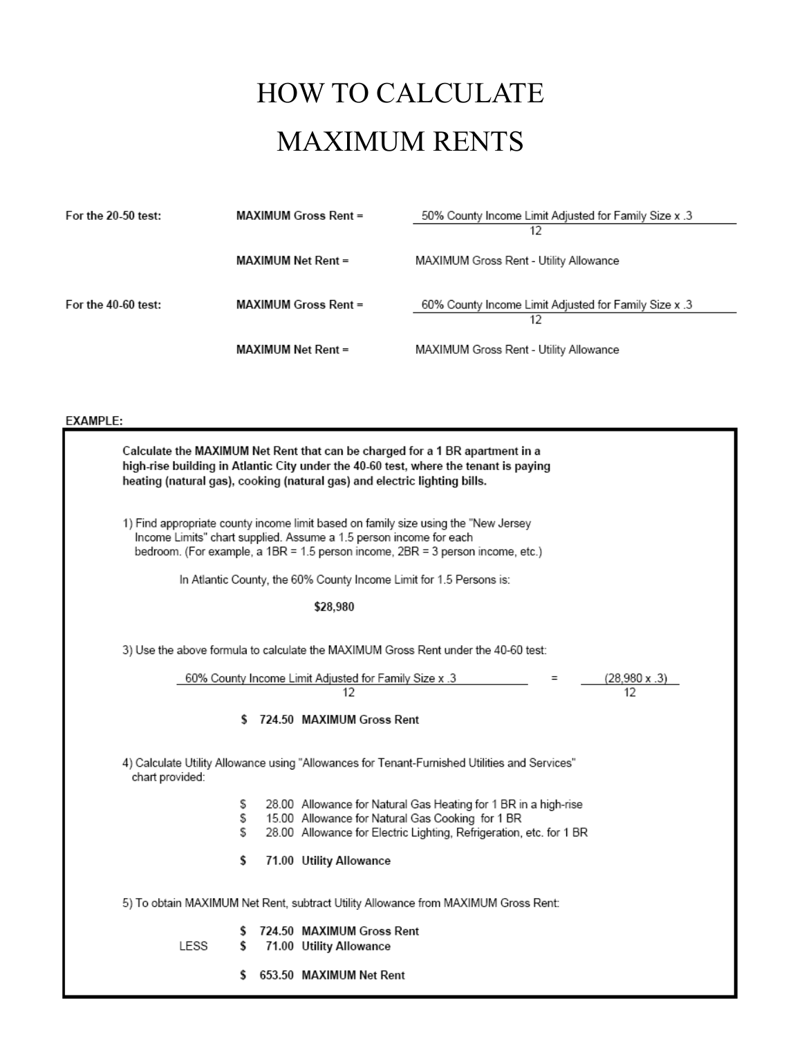# HOW TO CALCULATE MAXIMUM RENTS

**For the 20-50 test:**

**MAXIMUM Gross Rent =**

$$\frac{\text{50\% County Income Limit Adjusted for Family Size} \times .3}{12}$$

**MAXIMUM Net Rent =** MAXIMUM Gross Rent - Utility Allowance

**For the 40-60 test:**

**MAXIMUM Gross Rent =**

$$\frac{\text{60\% County Income Limit Adjusted for Family Size} \times .3}{12}$$

**MAXIMUM Net Rent =** MAXIMUM Gross Rent - Utility Allowance

**EXAMPLE:**

**Calculate the MAXIMUM Net Rent that can be charged for a 1 BR apartment in a high-rise building in Atlantic City under the 40-60 test, where the tenant is paying heating (natural gas), cooking (natural gas) and electric lighting bills.**

1) Find appropriate county income limit based on family size using the "New Jersey Income Limits" chart supplied. Assume a 1.5 person income for each bedroom. (For example, a 1BR = 1.5 person income, 2BR = 3 person income, etc.)

In Atlantic County, the 60% County Income Limit for 1.5 Persons is:

**$28,980**

3) Use the above formula to calculate the MAXIMUM Gross Rent under the 40-60 test:

$$\frac{\text{60\% County Income Limit Adjusted for Family Size} \times .3}{12} = \frac{(28{,}980 \times .3)}{12}$$

**$ 724.50 MAXIMUM Gross Rent**

4) Calculate Utility Allowance using "Allowances for Tenant-Furnished Utilities and Services" chart provided:

$ 28.00 Allowance for Natural Gas Heating for 1 BR in a high-rise
$ 15.00 Allowance for Natural Gas Cooking for 1 BR
$ 28.00 Allowance for Electric Lighting, Refrigeration, etc. for 1 BR

**$ 71.00 Utility Allowance**

5) To obtain MAXIMUM Net Rent, subtract Utility Allowance from MAXIMUM Gross Rent:

**$ 724.50 MAXIMUM Gross Rent**
LESS **$ 71.00 Utility Allowance**

**$ 653.50 MAXIMUM Net Rent**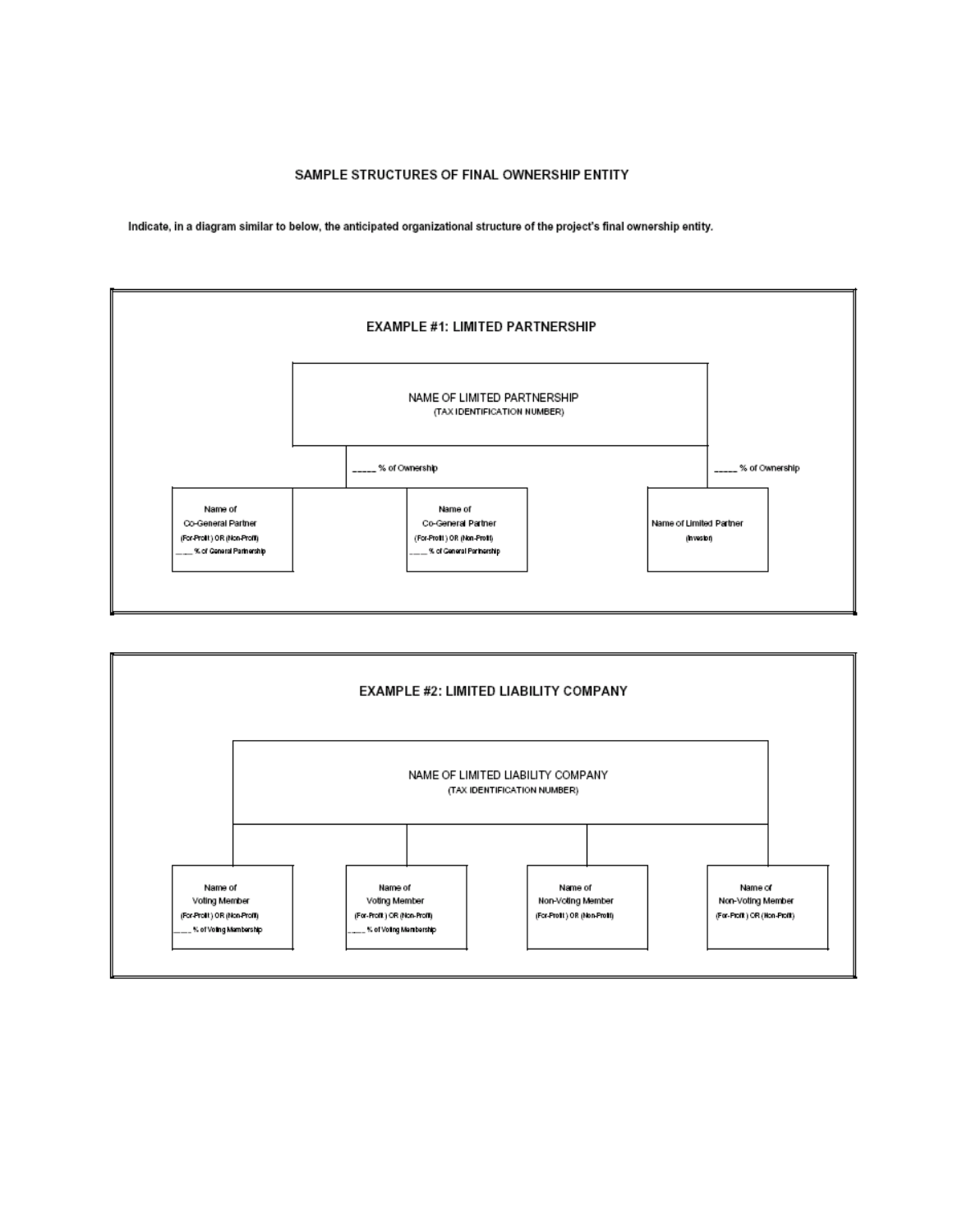## SAMPLE STRUCTURES OF FINAL OWNERSHIP ENTITY

**Indicate, in a diagram similar to below, the anticipated organizational structure of the project's final ownership entity.**

### EXAMPLE #1: LIMITED PARTNERSHIP

NAME OF LIMITED PARTNERSHIP
(TAX IDENTIFICATION NUMBER)

_____ % of Ownership

- Name of Co-General Partner (For-Profit) OR (Non-Profit) ____ % of General Partnership
- Name of Co-General Partner (For-Profit) OR (Non-Profit) ____ % of General Partnership

_____ % of Ownership

- Name of Limited Partner (Investor)

### EXAMPLE #2: LIMITED LIABILITY COMPANY

NAME OF LIMITED LIABILITY COMPANY
(TAX IDENTIFICATION NUMBER)

- Name of Voting Member (For-Profit) OR (Non-Profit) ____ % of Voting Membership
- Name of Voting Member (For-Profit) OR (Non-Profit) ____ % of Voting Membership
- Name of Non-Voting Member (For-Profit) OR (Non-Profit)
- Name of Non-Voting Member (For-Profit) OR (Non-Profit)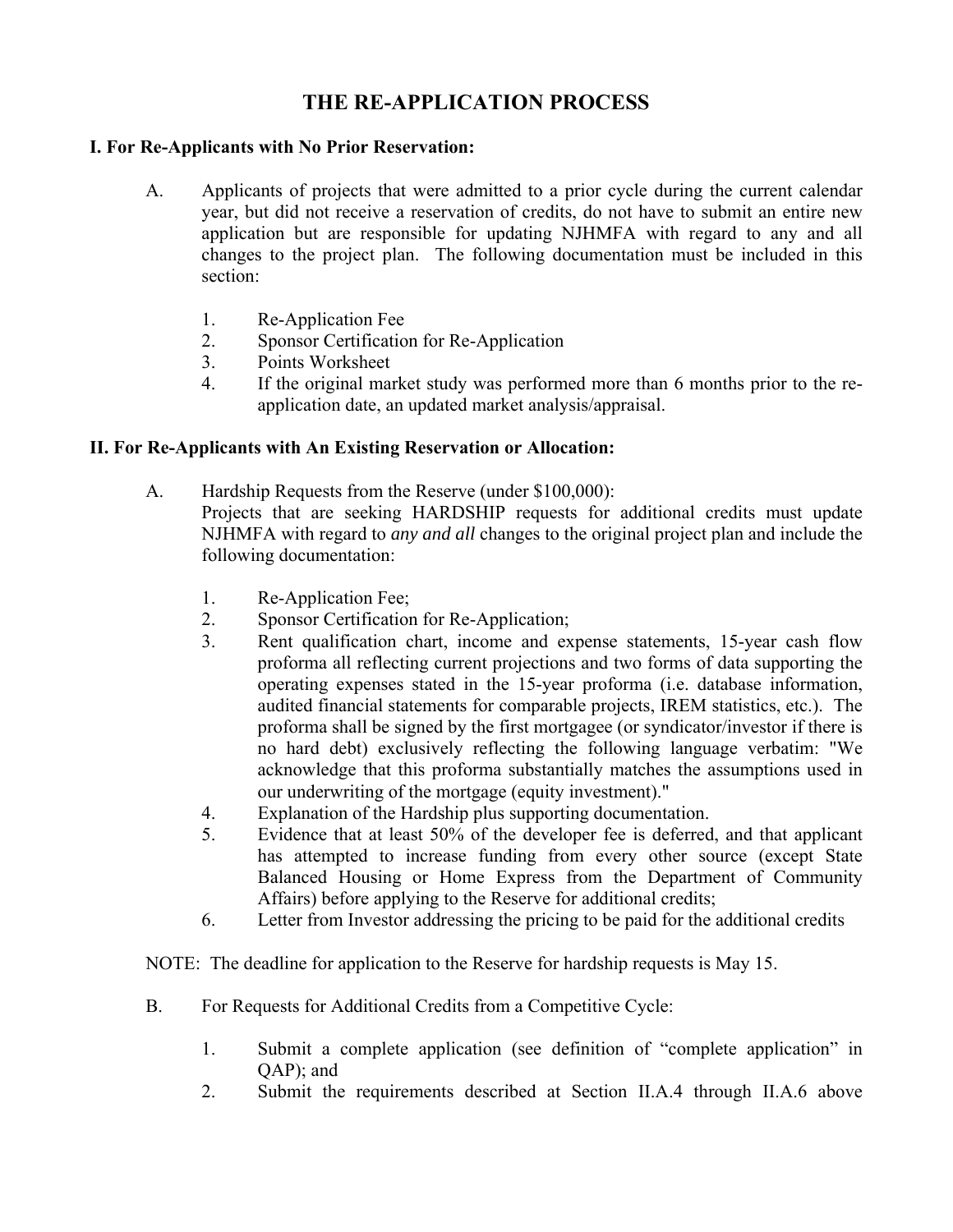# THE RE-APPLICATION PROCESS

## I. For Re-Applicants with No Prior Reservation:

A. Applicants of projects that were admitted to a prior cycle during the current calendar year, but did not receive a reservation of credits, do not have to submit an entire new application but are responsible for updating NJHMFA with regard to any and all changes to the project plan. The following documentation must be included in this section:

1. Re-Application Fee
2. Sponsor Certification for Re-Application
3. Points Worksheet
4. If the original market study was performed more than 6 months prior to the re-application date, an updated market analysis/appraisal.

## II. For Re-Applicants with An Existing Reservation or Allocation:

A. Hardship Requests from the Reserve (under $100,000):
Projects that are seeking HARDSHIP requests for additional credits must update NJHMFA with regard to *any and all* changes to the original project plan and include the following documentation:

1. Re-Application Fee;
2. Sponsor Certification for Re-Application;
3. Rent qualification chart, income and expense statements, 15-year cash flow proforma all reflecting current projections and two forms of data supporting the operating expenses stated in the 15-year proforma (i.e. database information, audited financial statements for comparable projects, IREM statistics, etc.). The proforma shall be signed by the first mortgagee (or syndicator/investor if there is no hard debt) exclusively reflecting the following language verbatim: "We acknowledge that this proforma substantially matches the assumptions used in our underwriting of the mortgage (equity investment)."
4. Explanation of the Hardship plus supporting documentation.
5. Evidence that at least 50% of the developer fee is deferred, and that applicant has attempted to increase funding from every other source (except State Balanced Housing or Home Express from the Department of Community Affairs) before applying to the Reserve for additional credits;
6. Letter from Investor addressing the pricing to be paid for the additional credits

NOTE: The deadline for application to the Reserve for hardship requests is May 15.

B. For Requests for Additional Credits from a Competitive Cycle:

1. Submit a complete application (see definition of "complete application" in QAP); and
2. Submit the requirements described at Section II.A.4 through II.A.6 above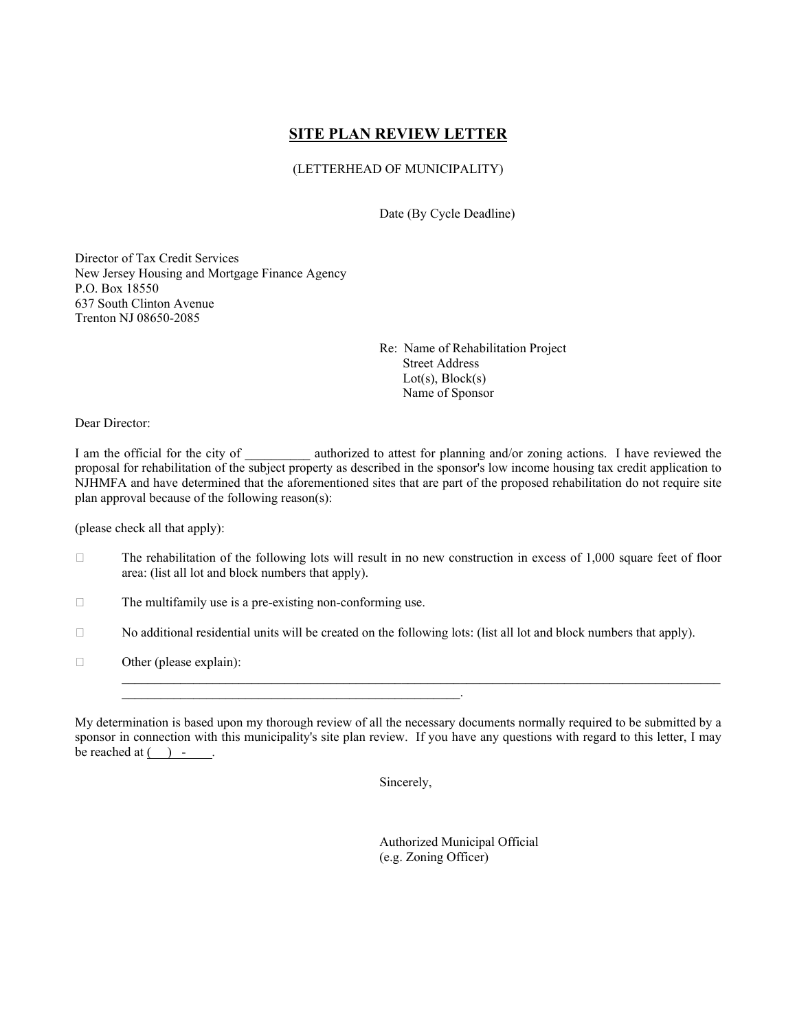# SITE PLAN REVIEW LETTER

(LETTERHEAD OF MUNICIPALITY)

Date (By Cycle Deadline)

Director of Tax Credit Services
New Jersey Housing and Mortgage Finance Agency
P.O. Box 18550
637 South Clinton Avenue
Trenton NJ 08650-2085

Re: Name of Rehabilitation Project
Street Address
Lot(s), Block(s)
Name of Sponsor

Dear Director:

I am the official for the city of __________ authorized to attest for planning and/or zoning actions. I have reviewed the proposal for rehabilitation of the subject property as described in the sponsor's low income housing tax credit application to NJHMFA and have determined that the aforementioned sites that are part of the proposed rehabilitation do not require site plan approval because of the following reason(s):

(please check all that apply):

- ☐ The rehabilitation of the following lots will result in no new construction in excess of 1,000 square feet of floor area: (list all lot and block numbers that apply).
- ☐ The multifamily use is a pre-existing non-conforming use.
- ☐ No additional residential units will be created on the following lots: (list all lot and block numbers that apply).
- ☐ Other (please explain): ____________________________________________________________________________________________________________________________________.

My determination is based upon my thorough review of all the necessary documents normally required to be submitted by a sponsor in connection with this municipality's site plan review. If you have any questions with regard to this letter, I may be reached at (   )   -    .

Sincerely,

Authorized Municipal Official
(e.g. Zoning Officer)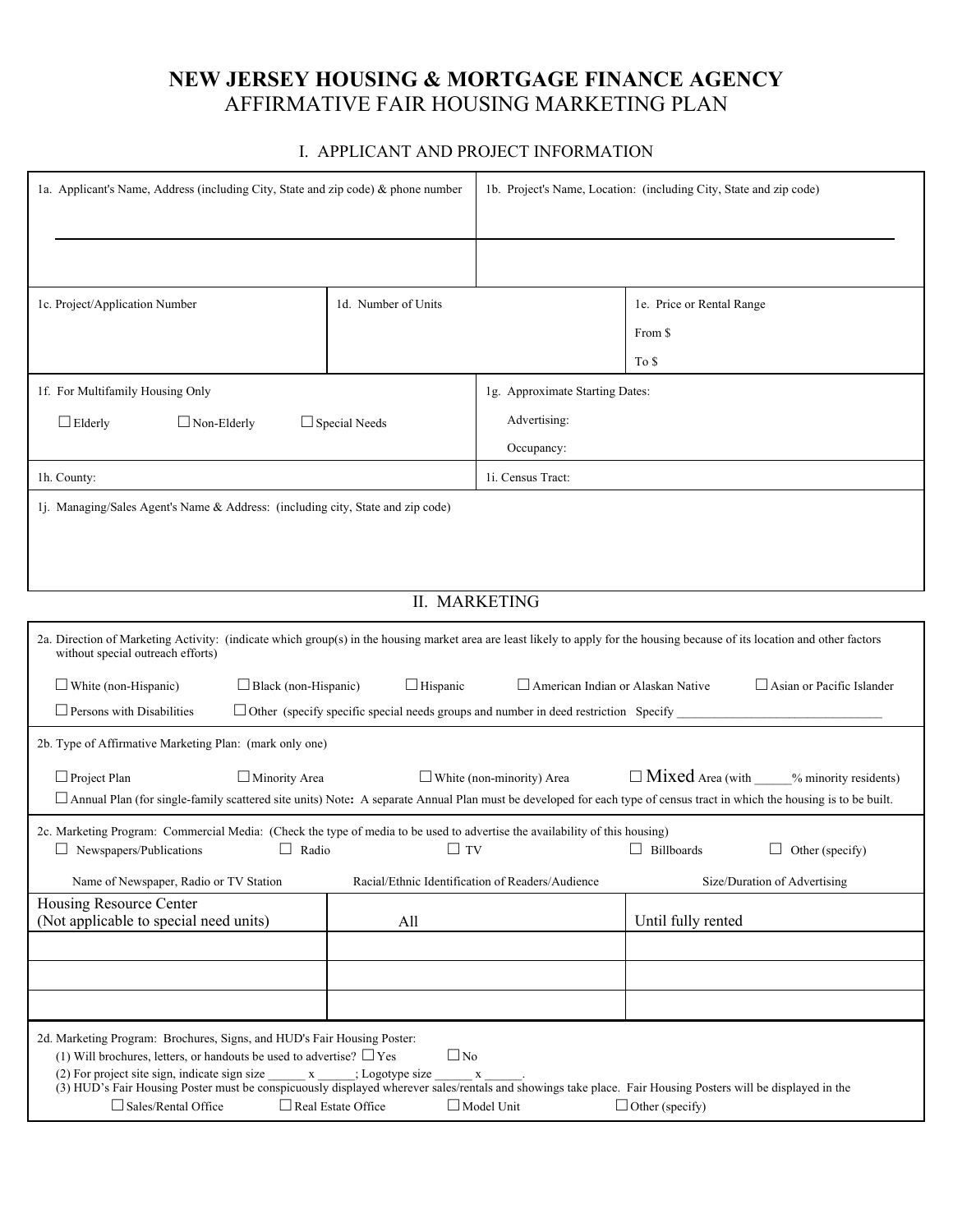# NEW JERSEY HOUSING & MORTGAGE FINANCE AGENCY
## AFFIRMATIVE FAIR HOUSING MARKETING PLAN

### I. APPLICANT AND PROJECT INFORMATION

| 1a. Applicant's Name, Address (including City, State and zip code) & phone number | 1b. Project's Name, Location: (including City, State and zip code) |
|---|---|
| | |

| 1c. Project/Application Number | 1d. Number of Units | 1e. Price or Rental Range<br>From $<br>To $ |
|---|---|---|

| 1f. For Multifamily Housing Only<br>☐ Elderly ☐ Non-Elderly ☐ Special Needs | 1g. Approximate Starting Dates:<br>Advertising:<br>Occupancy: |
|---|---|
| 1h. County: | 1i. Census Tract: |

1j. Managing/Sales Agent's Name & Address: (including city, State and zip code)

### II. MARKETING

2a. Direction of Marketing Activity: (indicate which group(s) in the housing market area are least likely to apply for the housing because of its location and other factors without special outreach efforts)

☐ White (non-Hispanic) ☐ Black (non-Hispanic) ☐ Hispanic ☐ American Indian or Alaskan Native ☐ Asian or Pacific Islander

☐ Persons with Disabilities ☐ Other (specify specific special needs groups and number in deed restriction Specify ________________________________

2b. Type of Affirmative Marketing Plan: (mark only one)

☐ Project Plan ☐ Minority Area ☐ White (non-minority) Area ☐ Mixed Area (with ______% minority residents)

☐ Annual Plan (for single-family scattered site units) Note**:** A separate Annual Plan must be developed for each type of census tract in which the housing is to be built.

2c. Marketing Program: Commercial Media: (Check the type of media to be used to advertise the availability of this housing)

☐ Newspapers/Publications ☐ Radio ☐ TV ☐ Billboards ☐ Other (specify)

| Name of Newspaper, Radio or TV Station | Racial/Ethnic Identification of Readers/Audience | Size/Duration of Advertising |
|---|---|---|
| Housing Resource Center (Not applicable to special need units) | All | Until fully rented |
| | | |
| | | |
| | | |

2d. Marketing Program: Brochures, Signs, and HUD's Fair Housing Poster:

(1) Will brochures, letters, or handouts be used to advertise? ☐ Yes ☐ No

(2) For project site sign, indicate sign size ______ x ______; Logotype size ______ x ______.

(3) HUD's Fair Housing Poster must be conspicuously displayed wherever sales/rentals and showings take place. Fair Housing Posters will be displayed in the

☐ Sales/Rental Office ☐ Real Estate Office ☐ Model Unit ☐ Other (specify)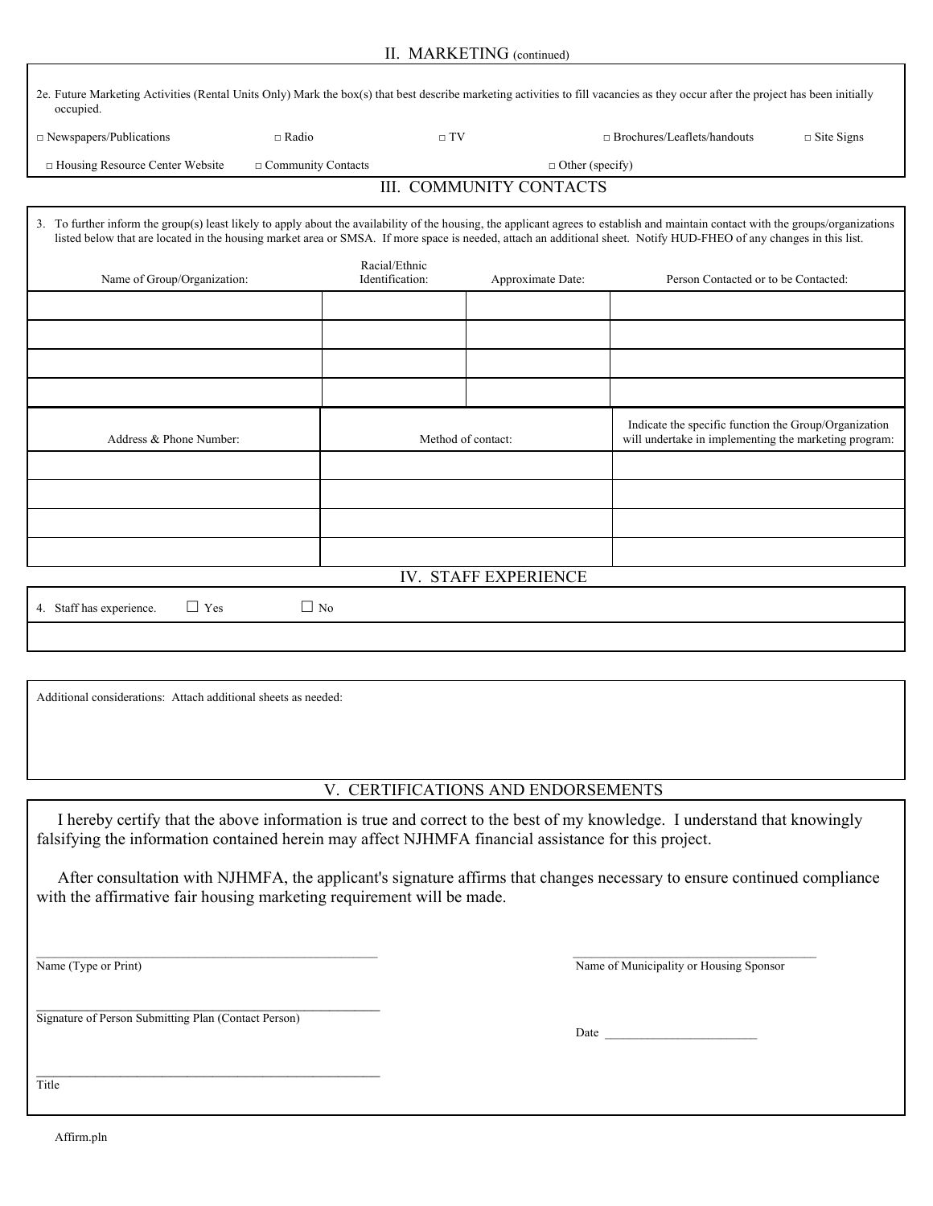## II. MARKETING (continued)

2e. Future Marketing Activities (Rental Units Only) Mark the box(s) that best describe marketing activities to fill vacancies as they occur after the project has been initially occupied.

□ Newspapers/Publications □ Radio □ TV □ Brochures/Leaflets/handouts □ Site Signs

□ Housing Resource Center Website □ Community Contacts □ Other (specify)

## III. COMMUNITY CONTACTS

3. To further inform the group(s) least likely to apply about the availability of the housing, the applicant agrees to establish and maintain contact with the groups/organizations listed below that are located in the housing market area or SMSA. If more space is needed, attach an additional sheet. Notify HUD-FHEO of any changes in this list.

| Name of Group/Organization: | Racial/Ethnic Identification: | Approximate Date: | Person Contacted or to be Contacted: |
|---|---|---|---|
| | | | |
| | | | |
| | | | |
| | | | |

| Address & Phone Number: | Method of contact: | Indicate the specific function the Group/Organization will undertake in implementing the marketing program: |
|---|---|---|
| | | |
| | | |
| | | |
| | | |

## IV. STAFF EXPERIENCE

4. Staff has experience. ☐ Yes ☐ No

Additional considerations: Attach additional sheets as needed:

## V. CERTIFICATIONS AND ENDORSEMENTS

I hereby certify that the above information is true and correct to the best of my knowledge. I understand that knowingly falsifying the information contained herein may affect NJHMFA financial assistance for this project.

After consultation with NJHMFA, the applicant's signature affirms that changes necessary to ensure continued compliance with the affirmative fair housing marketing requirement will be made.

\_\_\_\_\_\_\_\_\_\_\_\_\_\_\_\_\_\_\_\_\_\_\_\_\_\_\_\_\_\_\_\_\_\_\_\_\_\_\_\_\_\_
Name (Type or Print)

\_\_\_\_\_\_\_\_\_\_\_\_\_\_\_\_\_\_\_\_\_\_\_\_\_\_\_\_\_\_\_\_\_\_\_\_\_\_\_\_\_\_
Name of Municipality or Housing Sponsor

\_\_\_\_\_\_\_\_\_\_\_\_\_\_\_\_\_\_\_\_\_\_\_\_\_\_\_\_\_\_\_\_\_\_\_\_\_\_\_\_\_\_
Signature of Person Submitting Plan (Contact Person)

Date \_\_\_\_\_\_\_\_\_\_\_\_\_\_\_\_\_\_\_\_\_\_\_\_

\_\_\_\_\_\_\_\_\_\_\_\_\_\_\_\_\_\_\_\_\_\_\_\_\_\_\_\_\_\_\_\_\_\_\_\_\_\_\_\_\_\_
Title

Affirm.pln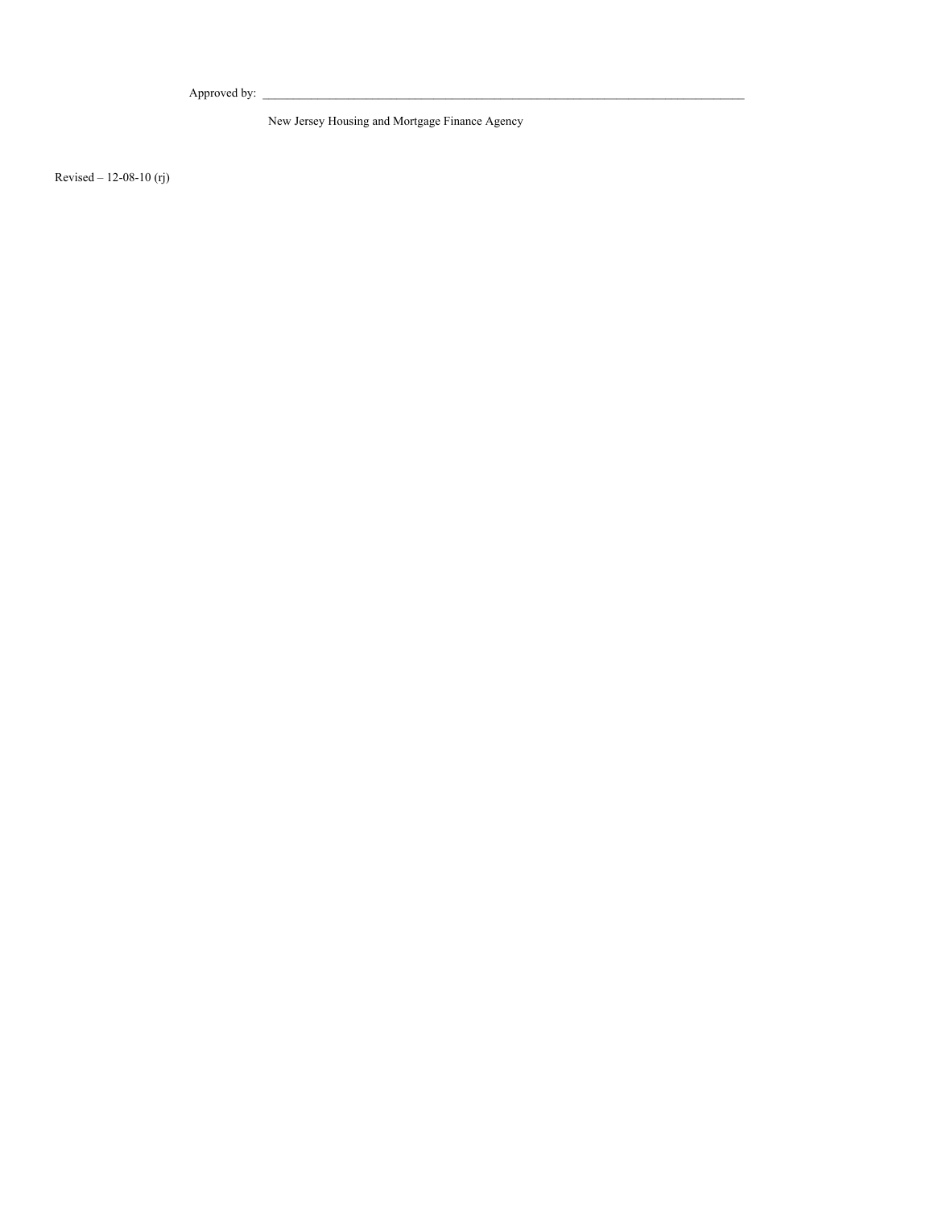Approved by: ________________________________________________________________________________

New Jersey Housing and Mortgage Finance Agency

Revised – 12-08-10 (rj)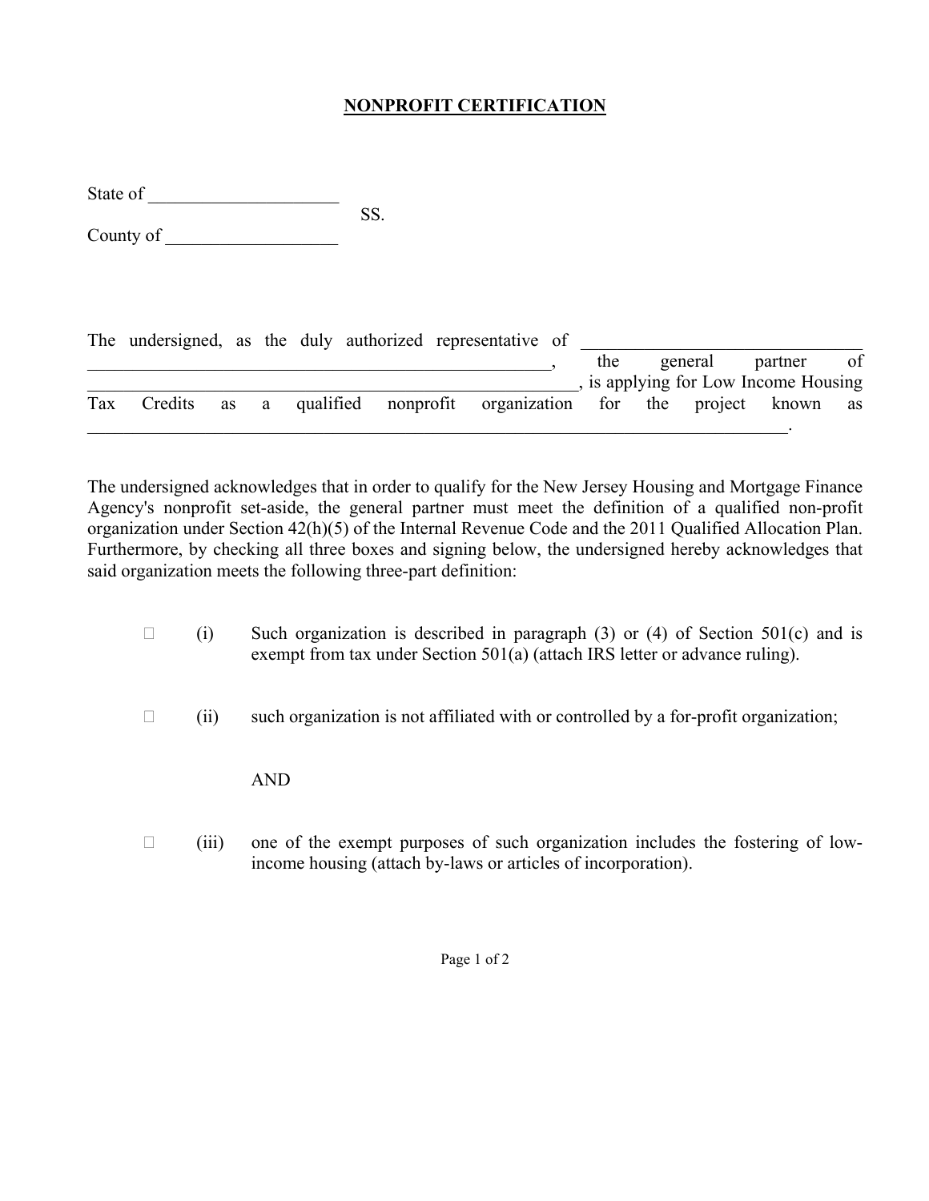# NONPROFIT CERTIFICATION

State of _____________________

SS.

County of ___________________

The undersigned, as the duly authorized representative of ________________________________ ______________________________________________________, the general partner of ______________________________________________________, is applying for Low Income Housing Tax Credits as a qualified nonprofit organization for the project known as ________________________________________________________________________________.

The undersigned acknowledges that in order to qualify for the New Jersey Housing and Mortgage Finance Agency's nonprofit set-aside, the general partner must meet the definition of a qualified non-profit organization under Section 42(h)(5) of the Internal Revenue Code and the 2011 Qualified Allocation Plan. Furthermore, by checking all three boxes and signing below, the undersigned hereby acknowledges that said organization meets the following three-part definition:

☐ (i) Such organization is described in paragraph (3) or (4) of Section 501(c) and is exempt from tax under Section 501(a) (attach IRS letter or advance ruling).

☐ (ii) such organization is not affiliated with or controlled by a for-profit organization;

AND

☐ (iii) one of the exempt purposes of such organization includes the fostering of low-income housing (attach by-laws or articles of incorporation).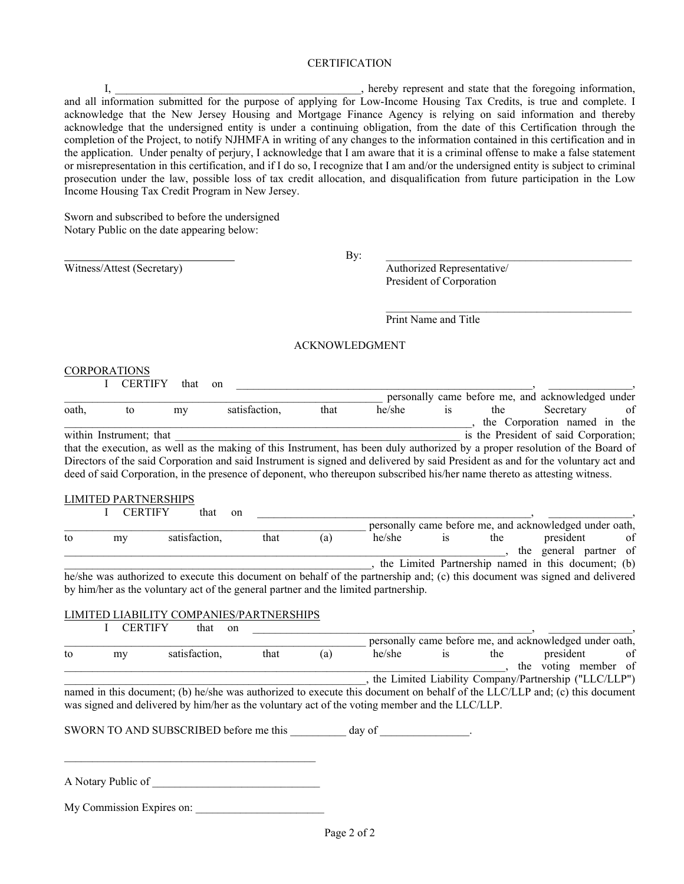# CERTIFICATION

I, ____________________________________________, hereby represent and state that the foregoing information, and all information submitted for the purpose of applying for Low-Income Housing Tax Credits, is true and complete. I acknowledge that the New Jersey Housing and Mortgage Finance Agency is relying on said information and thereby acknowledge that the undersigned entity is under a continuing obligation, from the date of this Certification through the completion of the Project, to notify NJHMFA in writing of any changes to the information contained in this certification and in the application. Under penalty of perjury, I acknowledge that I am aware that it is a criminal offense to make a false statement or misrepresentation in this certification, and if I do so, I recognize that I am and/or the undersigned entity is subject to criminal prosecution under the law, possible loss of tax credit allocation, and disqualification from future participation in the Low Income Housing Tax Credit Program in New Jersey.

Sworn and subscribed to before the undersigned
Notary Public on the date appearing below:

______________________________ By: ____________________________________________
Witness/Attest (Secretary) Authorized Representative/
President of Corporation

____________________________________________
Print Name and Title

# ACKNOWLEDGMENT

## CORPORATIONS

I CERTIFY that on ____________________________________________, ______________, ____________________________________________ personally came before me, and acknowledged under oath, to my satisfaction, that he/she is the Secretary of ____________________________________________, the Corporation named in the within Instrument; that ____________________________________________ is the President of said Corporation; that the execution, as well as the making of this Instrument, has been duly authorized by a proper resolution of the Board of Directors of the said Corporation and said Instrument is signed and delivered by said President as and for the voluntary act and deed of said Corporation, in the presence of deponent, who thereupon subscribed his/her name thereto as attesting witness.

## LIMITED PARTNERSHIPS

I CERTIFY that on ____________________________________________, ______________, ____________________________________________ personally came before me, and acknowledged under oath, to my satisfaction, that (a) he/she is the president of ____________________________________________, the general partner of ____________________________________________, the Limited Partnership named in this document; (b) he/she was authorized to execute this document on behalf of the partnership and; (c) this document was signed and delivered by him/her as the voluntary act of the general partner and the limited partnership.

## LIMITED LIABILITY COMPANIES/PARTNERSHIPS

I CERTIFY that on ____________________________________________, ______________, ____________________________________________ personally came before me, and acknowledged under oath, to my satisfaction, that (a) he/she is the president of ____________________________________________, the voting member of ____________________________________________, the Limited Liability Company/Partnership ("LLC/LLP") named in this document; (b) he/she was authorized to execute this document on behalf of the LLC/LLP and; (c) this document was signed and delivered by him/her as the voluntary act of the voting member and the LLC/LLP.

SWORN TO AND SUBSCRIBED before me this __________ day of ________________.

____________________________________________

A Notary Public of ______________________________

My Commission Expires on: ______________________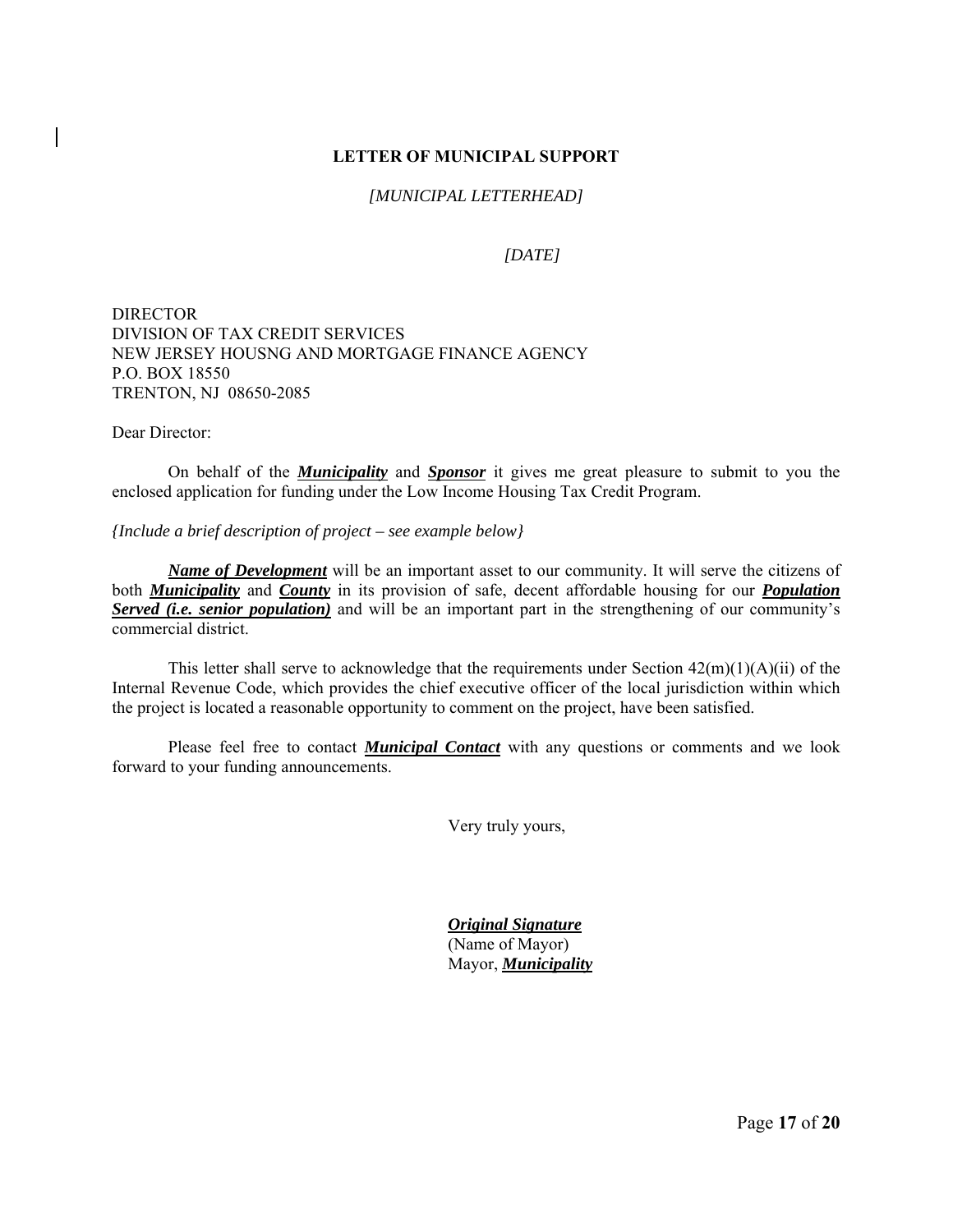**LETTER OF MUNICIPAL SUPPORT**

*[MUNICIPAL LETTERHEAD]*

*[DATE]*

DIRECTOR
DIVISION OF TAX CREDIT SERVICES
NEW JERSEY HOUSNG AND MORTGAGE FINANCE AGENCY
P.O. BOX 18550
TRENTON, NJ 08650-2085

Dear Director:

On behalf of the ***Municipality*** and ***Sponsor*** it gives me great pleasure to submit to you the enclosed application for funding under the Low Income Housing Tax Credit Program.

*{Include a brief description of project – see example below}*

***Name of Development*** will be an important asset to our community. It will serve the citizens of both ***Municipality*** and ***County*** in its provision of safe, decent affordable housing for our ***Population Served (i.e. senior population)*** and will be an important part in the strengthening of our community's commercial district.

This letter shall serve to acknowledge that the requirements under Section 42(m)(1)(A)(ii) of the Internal Revenue Code, which provides the chief executive officer of the local jurisdiction within which the project is located a reasonable opportunity to comment on the project, have been satisfied.

Please feel free to contact ***Municipal Contact*** with any questions or comments and we look forward to your funding announcements.

Very truly yours,

***Original Signature***
(Name of Mayor)
Mayor, ***Municipality***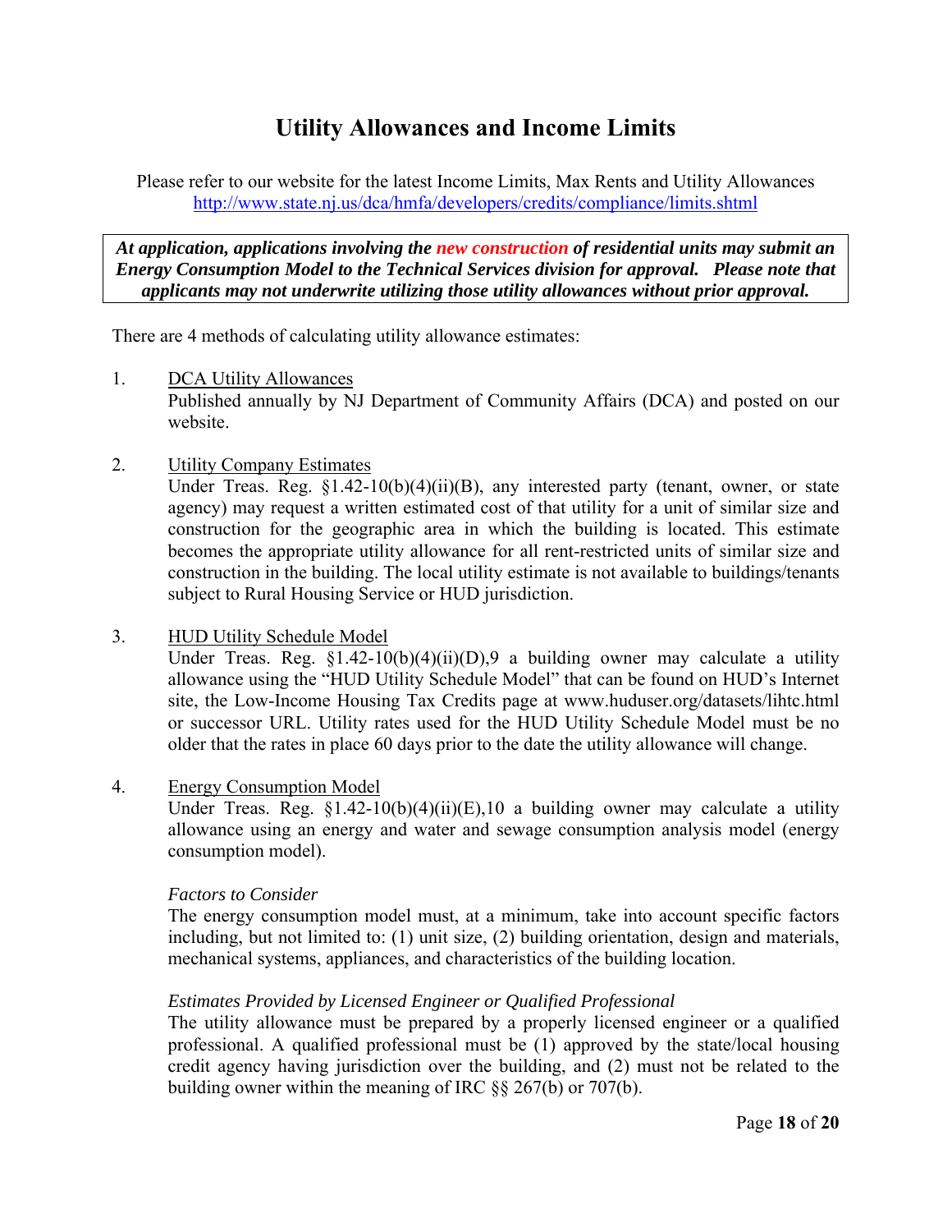# Utility Allowances and Income Limits

Please refer to our website for the latest Income Limits, Max Rents and Utility Allowances
http://www.state.nj.us/dca/hmfa/developers/credits/compliance/limits.shtml

***At application, applications involving the new construction of residential units may submit an Energy Consumption Model to the Technical Services division for approval. Please note that applicants may not underwrite utilizing those utility allowances without prior approval.***

There are 4 methods of calculating utility allowance estimates:

1. DCA Utility Allowances
   Published annually by NJ Department of Community Affairs (DCA) and posted on our website.

2. Utility Company Estimates
   Under Treas. Reg. §1.42-10(b)(4)(ii)(B), any interested party (tenant, owner, or state agency) may request a written estimated cost of that utility for a unit of similar size and construction for the geographic area in which the building is located. This estimate becomes the appropriate utility allowance for all rent-restricted units of similar size and construction in the building. The local utility estimate is not available to buildings/tenants subject to Rural Housing Service or HUD jurisdiction.

3. HUD Utility Schedule Model
   Under Treas. Reg. §1.42-10(b)(4)(ii)(D),9 a building owner may calculate a utility allowance using the "HUD Utility Schedule Model" that can be found on HUD's Internet site, the Low-Income Housing Tax Credits page at www.huduser.org/datasets/lihtc.html or successor URL. Utility rates used for the HUD Utility Schedule Model must be no older that the rates in place 60 days prior to the date the utility allowance will change.

4. Energy Consumption Model
   Under Treas. Reg. §1.42-10(b)(4)(ii)(E),10 a building owner may calculate a utility allowance using an energy and water and sewage consumption analysis model (energy consumption model).

   *Factors to Consider*
   The energy consumption model must, at a minimum, take into account specific factors including, but not limited to: (1) unit size, (2) building orientation, design and materials, mechanical systems, appliances, and characteristics of the building location.

   *Estimates Provided by Licensed Engineer or Qualified Professional*
   The utility allowance must be prepared by a properly licensed engineer or a qualified professional. A qualified professional must be (1) approved by the state/local housing credit agency having jurisdiction over the building, and (2) must not be related to the building owner within the meaning of IRC §§ 267(b) or 707(b).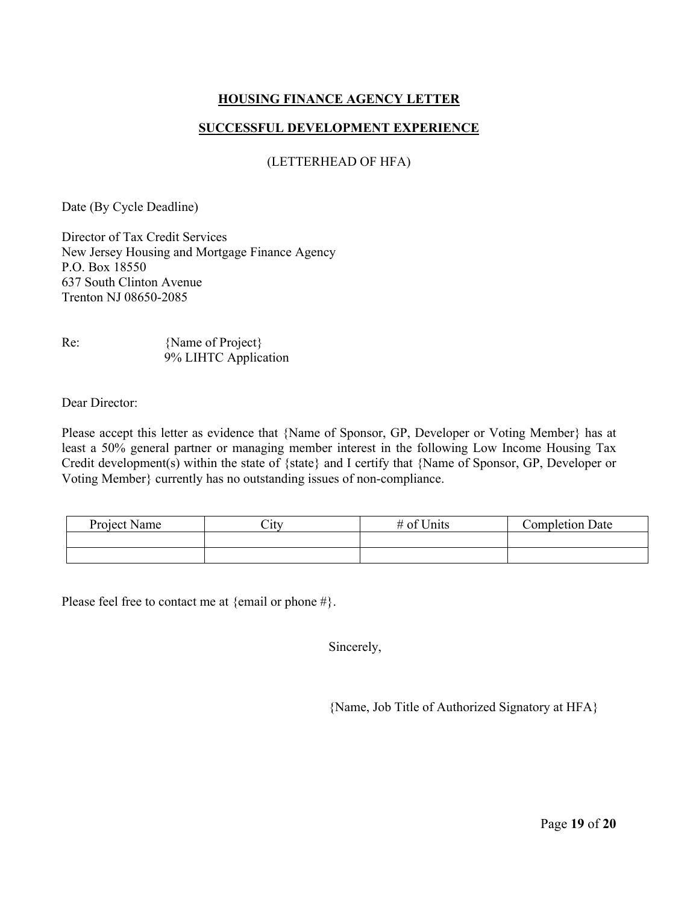## HOUSING FINANCE AGENCY LETTER

## SUCCESSFUL DEVELOPMENT EXPERIENCE

(LETTERHEAD OF HFA)

Date (By Cycle Deadline)

Director of Tax Credit Services
New Jersey Housing and Mortgage Finance Agency
P.O. Box 18550
637 South Clinton Avenue
Trenton NJ 08650-2085

Re: {Name of Project}
9% LIHTC Application

Dear Director:

Please accept this letter as evidence that {Name of Sponsor, GP, Developer or Voting Member} has at least a 50% general partner or managing member interest in the following Low Income Housing Tax Credit development(s) within the state of {state} and I certify that {Name of Sponsor, GP, Developer or Voting Member} currently has no outstanding issues of non-compliance.

| Project Name | City | # of Units | Completion Date |
|---|---|---|---|
| | | | |
| | | | |

Please feel free to contact me at {email or phone #}.

Sincerely,

{Name, Job Title of Authorized Signatory at HFA}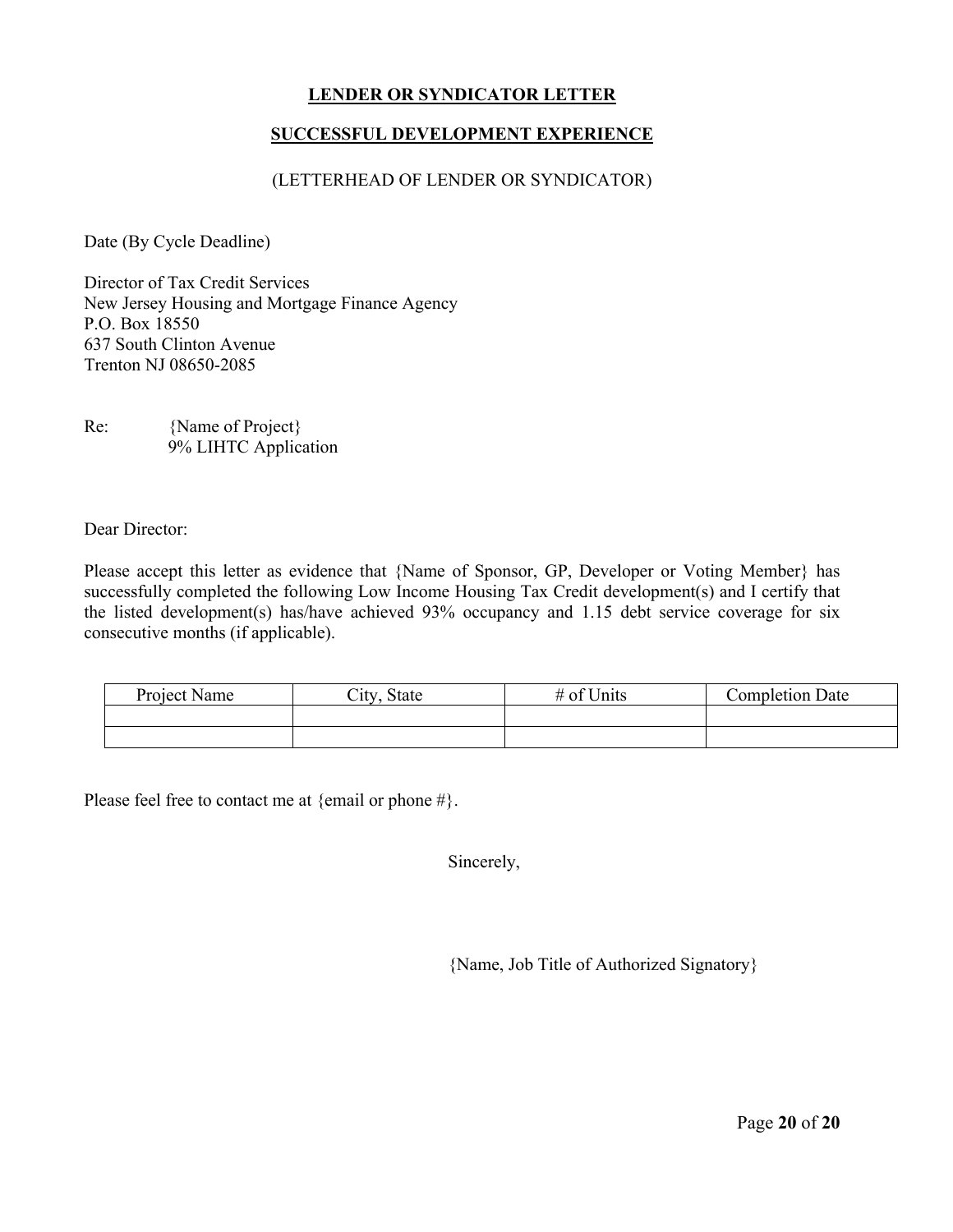**LENDER OR SYNDICATOR LETTER**

**SUCCESSFUL DEVELOPMENT EXPERIENCE**

(LETTERHEAD OF LENDER OR SYNDICATOR)

Date (By Cycle Deadline)

Director of Tax Credit Services
New Jersey Housing and Mortgage Finance Agency
P.O. Box 18550
637 South Clinton Avenue
Trenton NJ 08650-2085

Re: {Name of Project}
9% LIHTC Application

Dear Director:

Please accept this letter as evidence that {Name of Sponsor, GP, Developer or Voting Member} has successfully completed the following Low Income Housing Tax Credit development(s) and I certify that the listed development(s) has/have achieved 93% occupancy and 1.15 debt service coverage for six consecutive months (if applicable).

| Project Name | City, State | # of Units | Completion Date |
|---|---|---|---|
| | | | |
| | | | |

Please feel free to contact me at {email or phone #}.

Sincerely,

{Name, Job Title of Authorized Signatory}